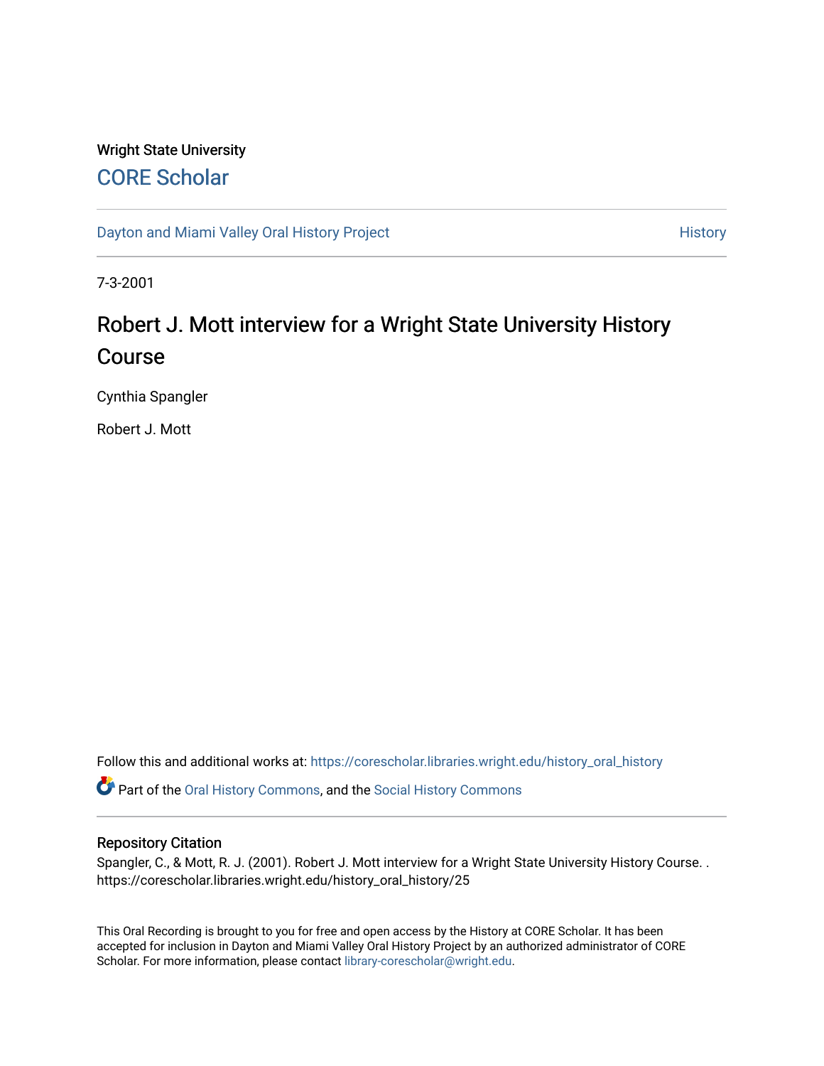Wright State University

# CORE Scholar

Dayton and Miami Valley Oral History Project

History

7-3-2001

# Robert J. Mott interview for a Wright State University History Course

Cynthia Spangler

Robert J. Mott

Follow this and additional works at: https://corescholar.libraries.wright.edu/history_oral_history

Part of the Oral History Commons, and the Social History Commons

## Repository Citation

Spangler, C., & Mott, R. J. (2001). Robert J. Mott interview for a Wright State University History Course. . https://corescholar.libraries.wright.edu/history_oral_history/25

This Oral Recording is brought to you for free and open access by the History at CORE Scholar. It has been accepted for inclusion in Dayton and Miami Valley Oral History Project by an authorized administrator of CORE Scholar. For more information, please contact library-corescholar@wright.edu.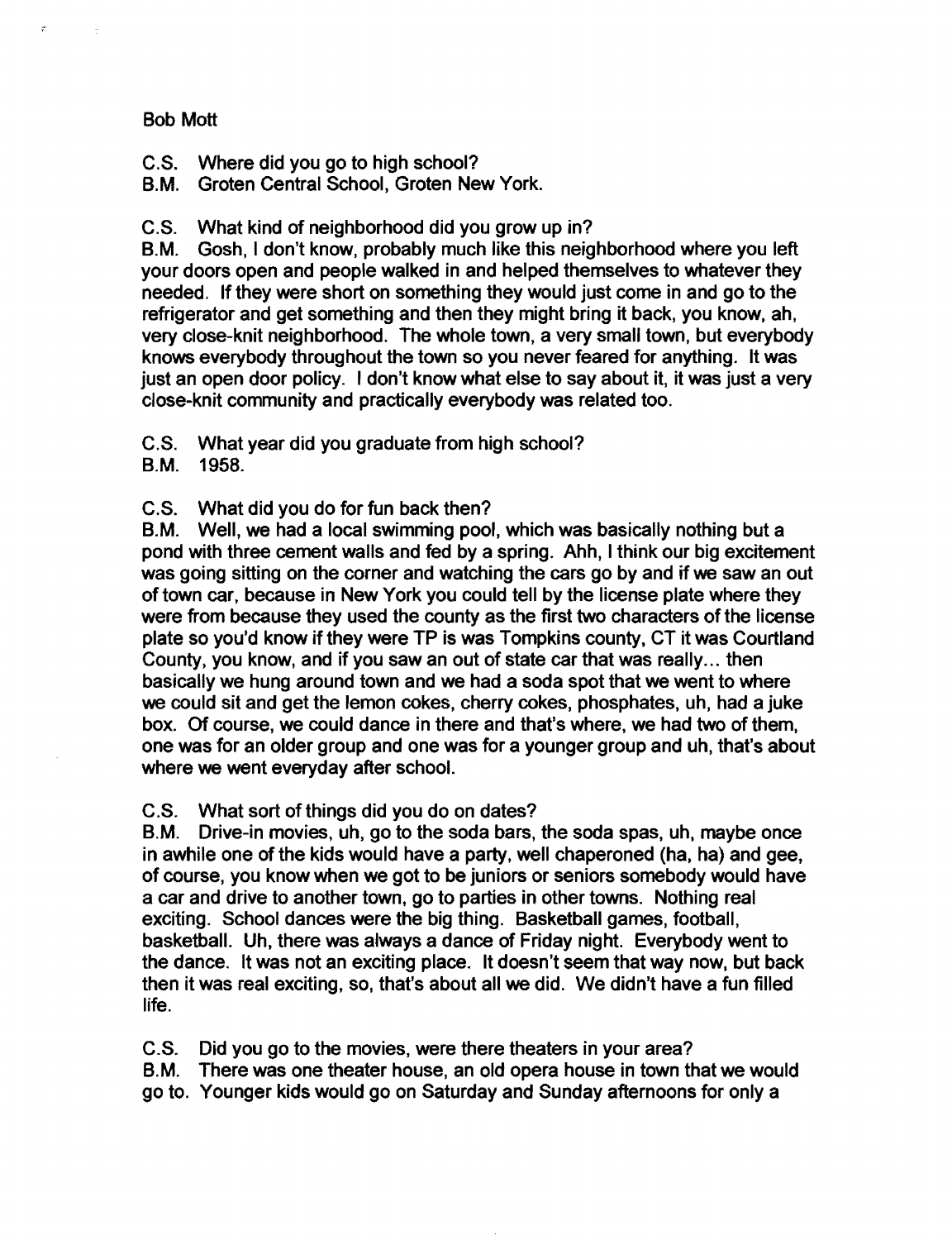Bob Mott

C.S. Where did you go to high school?
B.M. Groten Central School, Groten New York.

C.S. What kind of neighborhood did you grow up in?
B.M. Gosh, I don't know, probably much like this neighborhood where you left your doors open and people walked in and helped themselves to whatever they needed. If they were short on something they would just come in and go to the refrigerator and get something and then they might bring it back, you know, ah, very close-knit neighborhood. The whole town, a very small town, but everybody knows everybody throughout the town so you never feared for anything. It was just an open door policy. I don't know what else to say about it, it was just a very close-knit community and practically everybody was related too.

C.S. What year did you graduate from high school?
B.M. 1958.

C.S. What did you do for fun back then?
B.M. Well, we had a local swimming pool, which was basically nothing but a pond with three cement walls and fed by a spring. Ahh, I think our big excitement was going sitting on the corner and watching the cars go by and if we saw an out of town car, because in New York you could tell by the license plate where they were from because they used the county as the first two characters of the license plate so you'd know if they were TP is was Tompkins county, CT it was Courtland County, you know, and if you saw an out of state car that was really... then basically we hung around town and we had a soda spot that we went to where we could sit and get the lemon cokes, cherry cokes, phosphates, uh, had a juke box. Of course, we could dance in there and that's where, we had two of them, one was for an older group and one was for a younger group and uh, that's about where we went everyday after school.

C.S. What sort of things did you do on dates?
B.M. Drive-in movies, uh, go to the soda bars, the soda spas, uh, maybe once in awhile one of the kids would have a party, well chaperoned (ha, ha) and gee, of course, you know when we got to be juniors or seniors somebody would have a car and drive to another town, go to parties in other towns. Nothing real exciting. School dances were the big thing. Basketball games, football, basketball. Uh, there was always a dance of Friday night. Everybody went to the dance. It was not an exciting place. It doesn't seem that way now, but back then it was real exciting, so, that's about all we did. We didn't have a fun filled life.

C.S. Did you go to the movies, were there theaters in your area?
B.M. There was one theater house, an old opera house in town that we would go to. Younger kids would go on Saturday and Sunday afternoons for only a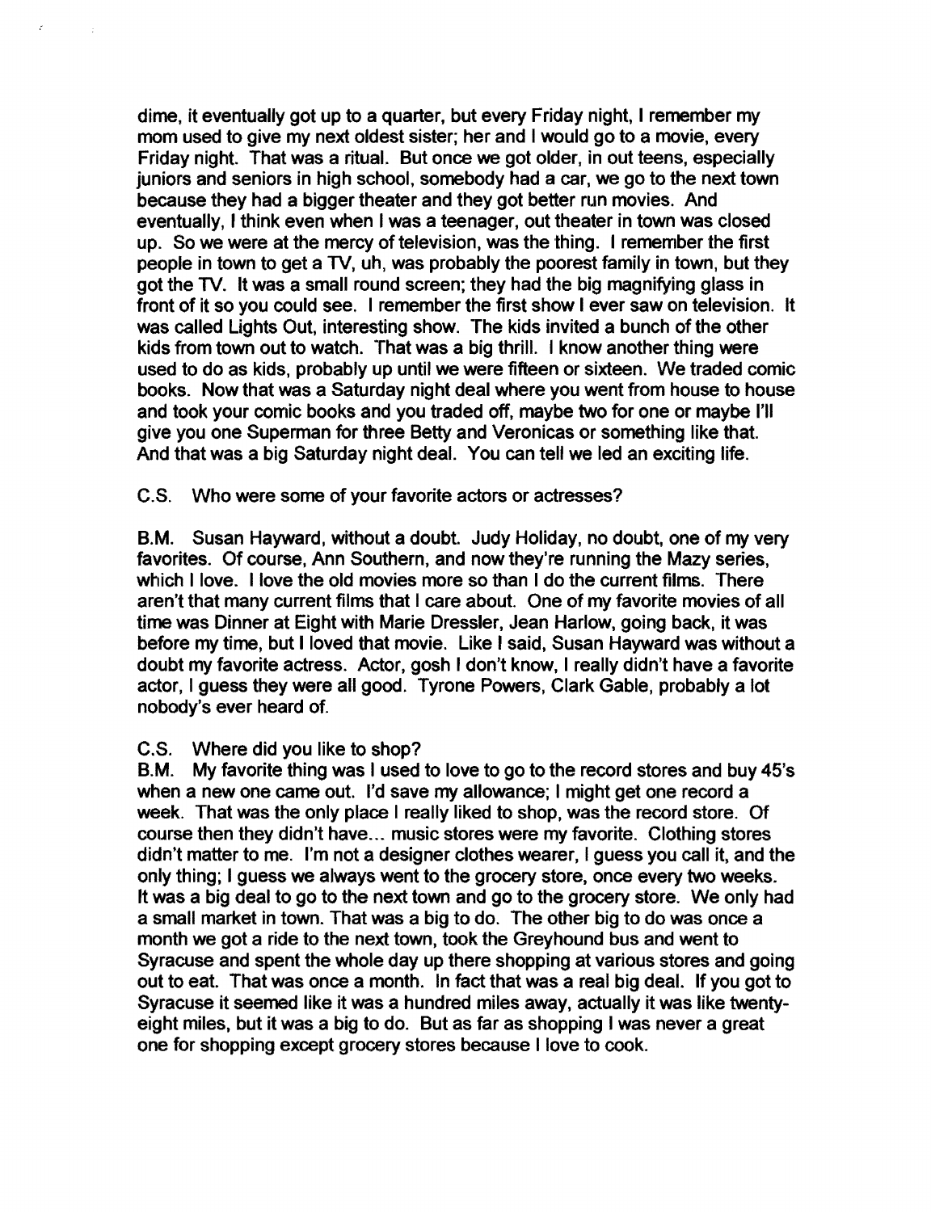dime, it eventually got up to a quarter, but every Friday night, I remember my mom used to give my next oldest sister; her and I would go to a movie, every Friday night. That was a ritual. But once we got older, in out teens, especially juniors and seniors in high school, somebody had a car, we go to the next town because they had a bigger theater and they got better run movies. And eventually, I think even when I was a teenager, out theater in town was closed up. So we were at the mercy of television, was the thing. I remember the first people in town to get a TV, uh, was probably the poorest family in town, but they got the TV. It was a small round screen; they had the big magnifying glass in front of it so you could see. I remember the first show I ever saw on television. It was called Lights Out, interesting show. The kids invited a bunch of the other kids from town out to watch. That was a big thrill. I know another thing were used to do as kids, probably up until we were fifteen or sixteen. We traded comic books. Now that was a Saturday night deal where you went from house to house and took your comic books and you traded off, maybe two for one or maybe I'll give you one Superman for three Betty and Veronicas or something like that. And that was a big Saturday night deal. You can tell we led an exciting life.

C.S. Who were some of your favorite actors or actresses?

B.M. Susan Hayward, without a doubt. Judy Holiday, no doubt, one of my very favorites. Of course, Ann Southern, and now they're running the Mazy series, which I love. I love the old movies more so than I do the current films. There aren't that many current films that I care about. One of my favorite movies of all time was Dinner at Eight with Marie Dressler, Jean Harlow, going back, it was before my time, but I loved that movie. Like I said, Susan Hayward was without a doubt my favorite actress. Actor, gosh I don't know, I really didn't have a favorite actor, I guess they were all good. Tyrone Powers, Clark Gable, probably a lot nobody's ever heard of.

C.S. Where did you like to shop?

B.M. My favorite thing was I used to love to go to the record stores and buy 45's when a new one came out. I'd save my allowance; I might get one record a week. That was the only place I really liked to shop, was the record store. Of course then they didn't have... music stores were my favorite. Clothing stores didn't matter to me. I'm not a designer clothes wearer, I guess you call it, and the only thing; I guess we always went to the grocery store, once every two weeks. It was a big deal to go to the next town and go to the grocery store. We only had a small market in town. That was a big to do. The other big to do was once a month we got a ride to the next town, took the Greyhound bus and went to Syracuse and spent the whole day up there shopping at various stores and going out to eat. That was once a month. In fact that was a real big deal. If you got to Syracuse it seemed like it was a hundred miles away, actually it was like twenty-eight miles, but it was a big to do. But as far as shopping I was never a great one for shopping except grocery stores because I love to cook.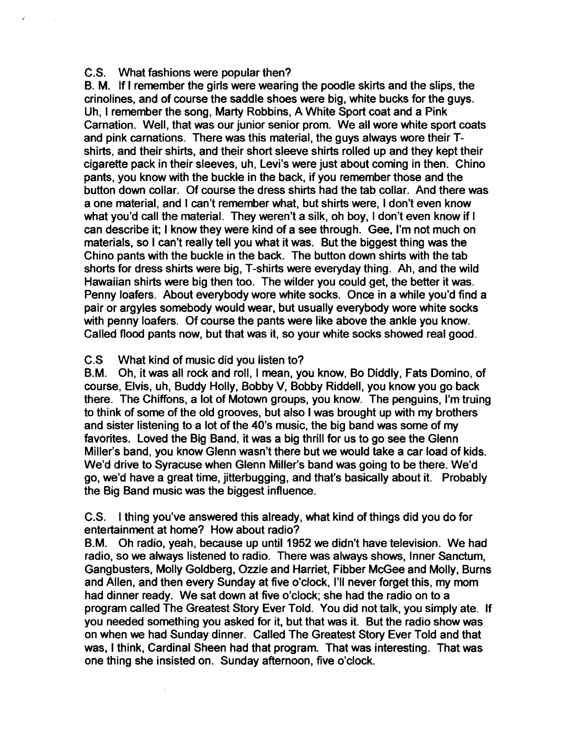C.S. What fashions were popular then?
B. M. If I remember the girls were wearing the poodle skirts and the slips, the crinolines, and of course the saddle shoes were big, white bucks for the guys. Uh, I remember the song, Marty Robbins, A White Sport coat and a Pink Carnation. Well, that was our junior senior prom. We all wore white sport coats and pink carnations. There was this material, the guys always wore their T-shirts, and their shirts, and their short sleeve shirts rolled up and they kept their cigarette pack in their sleeves, uh, Levi's were just about coming in then. Chino pants, you know with the buckle in the back, if you remember those and the button down collar. Of course the dress shirts had the tab collar. And there was a one material, and I can't remember what, but shirts were, I don't even know what you'd call the material. They weren't a silk, oh boy, I don't even know if I can describe it; I know they were kind of a see through. Gee, I'm not much on materials, so I can't really tell you what it was. But the biggest thing was the Chino pants with the buckle in the back. The button down shirts with the tab shorts for dress shirts were big, T-shirts were everyday thing. Ah, and the wild Hawaiian shirts were big then too. The wilder you could get, the better it was. Penny loafers. About everybody wore white socks. Once in a while you'd find a pair or argyles somebody would wear, but usually everybody wore white socks with penny loafers. Of course the pants were like above the ankle you know. Called flood pants now, but that was it, so your white socks showed real good.

C.S What kind of music did you listen to?
B.M. Oh, it was all rock and roll, I mean, you know, Bo Diddly, Fats Domino, of course, Elvis, uh, Buddy Holly, Bobby V, Bobby Riddell, you know you go back there. The Chiffons, a lot of Motown groups, you know. The penguins, I'm truing to think of some of the old grooves, but also I was brought up with my brothers and sister listening to a lot of the 40's music, the big band was some of my favorites. Loved the Big Band, it was a big thrill for us to go see the Glenn Miller's band, you know Glenn wasn't there but we would take a car load of kids. We'd drive to Syracuse when Glenn Miller's band was going to be there. We'd go, we'd have a great time, jitterbugging, and that's basically about it. Probably the Big Band music was the biggest influence.

C.S. I thing you've answered this already, what kind of things did you do for entertainment at home? How about radio?
B.M. Oh radio, yeah, because up until 1952 we didn't have television. We had radio, so we always listened to radio. There was always shows, Inner Sanctum, Gangbusters, Molly Goldberg, Ozzie and Harriet, Fibber McGee and Molly, Burns and Allen, and then every Sunday at five o'clock, I'll never forget this, my mom had dinner ready. We sat down at five o'clock; she had the radio on to a program called The Greatest Story Ever Told. You did not talk, you simply ate. If you needed something you asked for it, but that was it. But the radio show was on when we had Sunday dinner. Called The Greatest Story Ever Told and that was, I think, Cardinal Sheen had that program. That was interesting. That was one thing she insisted on. Sunday afternoon, five o'clock.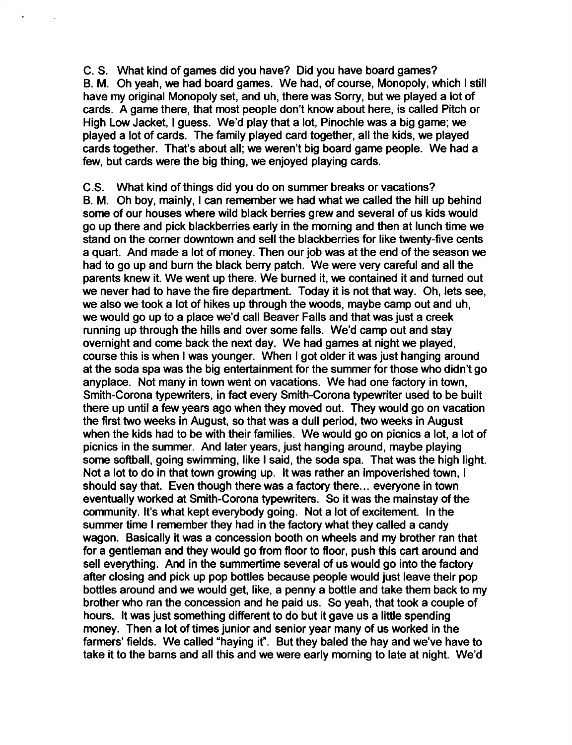C. S. What kind of games did you have? Did you have board games?
B. M. Oh yeah, we had board games. We had, of course, Monopoly, which I still have my original Monopoly set, and uh, there was Sorry, but we played a lot of cards. A game there, that most people don't know about here, is called Pitch or High Low Jacket, I guess. We'd play that a lot, Pinochle was a big game; we played a lot of cards. The family played card together, all the kids, we played cards together. That's about all; we weren't big board game people. We had a few, but cards were the big thing, we enjoyed playing cards.

C.S. What kind of things did you do on summer breaks or vacations?
B. M. Oh boy, mainly, I can remember we had what we called the hill up behind some of our houses where wild black berries grew and several of us kids would go up there and pick blackberries early in the morning and then at lunch time we stand on the corner downtown and sell the blackberries for like twenty-five cents a quart. And made a lot of money. Then our job was at the end of the season we had to go up and burn the black berry patch. We were very careful and all the parents knew it. We went up there. We burned it, we contained it and turned out we never had to have the fire department. Today it is not that way. Oh, lets see, we also we took a lot of hikes up through the woods, maybe camp out and uh, we would go up to a place we'd call Beaver Falls and that was just a creek running up through the hills and over some falls. We'd camp out and stay overnight and come back the next day. We had games at night we played, course this is when I was younger. When I got older it was just hanging around at the soda spa was the big entertainment for the summer for those who didn't go anyplace. Not many in town went on vacations. We had one factory in town, Smith-Corona typewriters, in fact every Smith-Corona typewriter used to be built there up until a few years ago when they moved out. They would go on vacation the first two weeks in August, so that was a dull period, two weeks in August when the kids had to be with their families. We would go on picnics a lot, a lot of picnics in the summer. And later years, just hanging around, maybe playing some softball, going swimming, like I said, the soda spa. That was the high light. Not a lot to do in that town growing up. It was rather an impoverished town, I should say that. Even though there was a factory there... everyone in town eventually worked at Smith-Corona typewriters. So it was the mainstay of the community. It's what kept everybody going. Not a lot of excitement. In the summer time I remember they had in the factory what they called a candy wagon. Basically it was a concession booth on wheels and my brother ran that for a gentleman and they would go from floor to floor, push this cart around and sell everything. And in the summertime several of us would go into the factory after closing and pick up pop bottles because people would just leave their pop bottles around and we would get, like, a penny a bottle and take them back to my brother who ran the concession and he paid us. So yeah, that took a couple of hours. It was just something different to do but it gave us a little spending money. Then a lot of times junior and senior year many of us worked in the farmers' fields. We called "haying it". But they baled the hay and we've have to take it to the barns and all this and we were early morning to late at night. We'd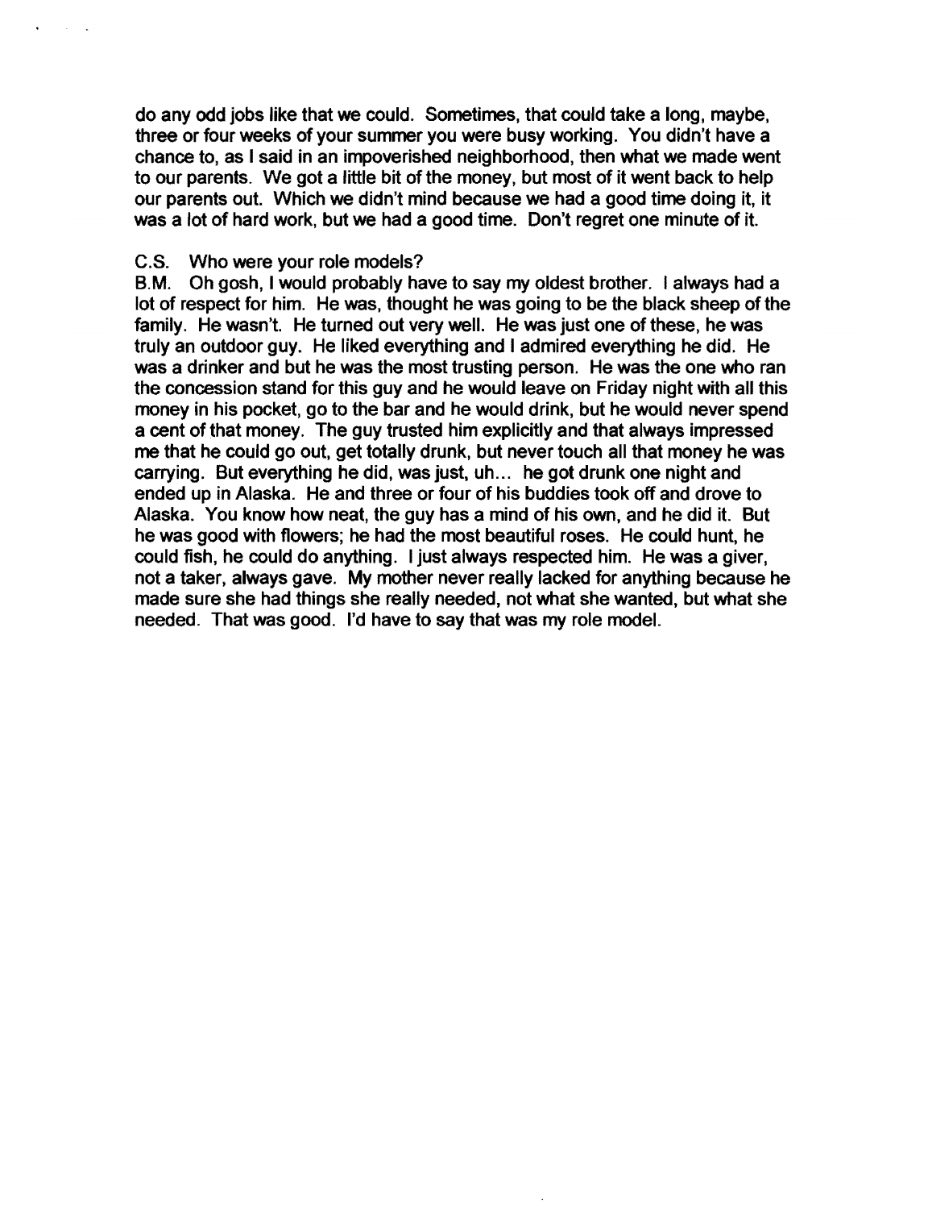do any odd jobs like that we could. Sometimes, that could take a long, maybe, three or four weeks of your summer you were busy working. You didn't have a chance to, as I said in an impoverished neighborhood, then what we made went to our parents. We got a little bit of the money, but most of it went back to help our parents out. Which we didn't mind because we had a good time doing it, it was a lot of hard work, but we had a good time. Don't regret one minute of it.

C.S. Who were your role models?

B.M. Oh gosh, I would probably have to say my oldest brother. I always had a lot of respect for him. He was, thought he was going to be the black sheep of the family. He wasn't. He turned out very well. He was just one of these, he was truly an outdoor guy. He liked everything and I admired everything he did. He was a drinker and but he was the most trusting person. He was the one who ran the concession stand for this guy and he would leave on Friday night with all this money in his pocket, go to the bar and he would drink, but he would never spend a cent of that money. The guy trusted him explicitly and that always impressed me that he could go out, get totally drunk, but never touch all that money he was carrying. But everything he did, was just, uh... he got drunk one night and ended up in Alaska. He and three or four of his buddies took off and drove to Alaska. You know how neat, the guy has a mind of his own, and he did it. But he was good with flowers; he had the most beautiful roses. He could hunt, he could fish, he could do anything. I just always respected him. He was a giver, not a taker, always gave. My mother never really lacked for anything because he made sure she had things she really needed, not what she wanted, but what she needed. That was good. I'd have to say that was my role model.